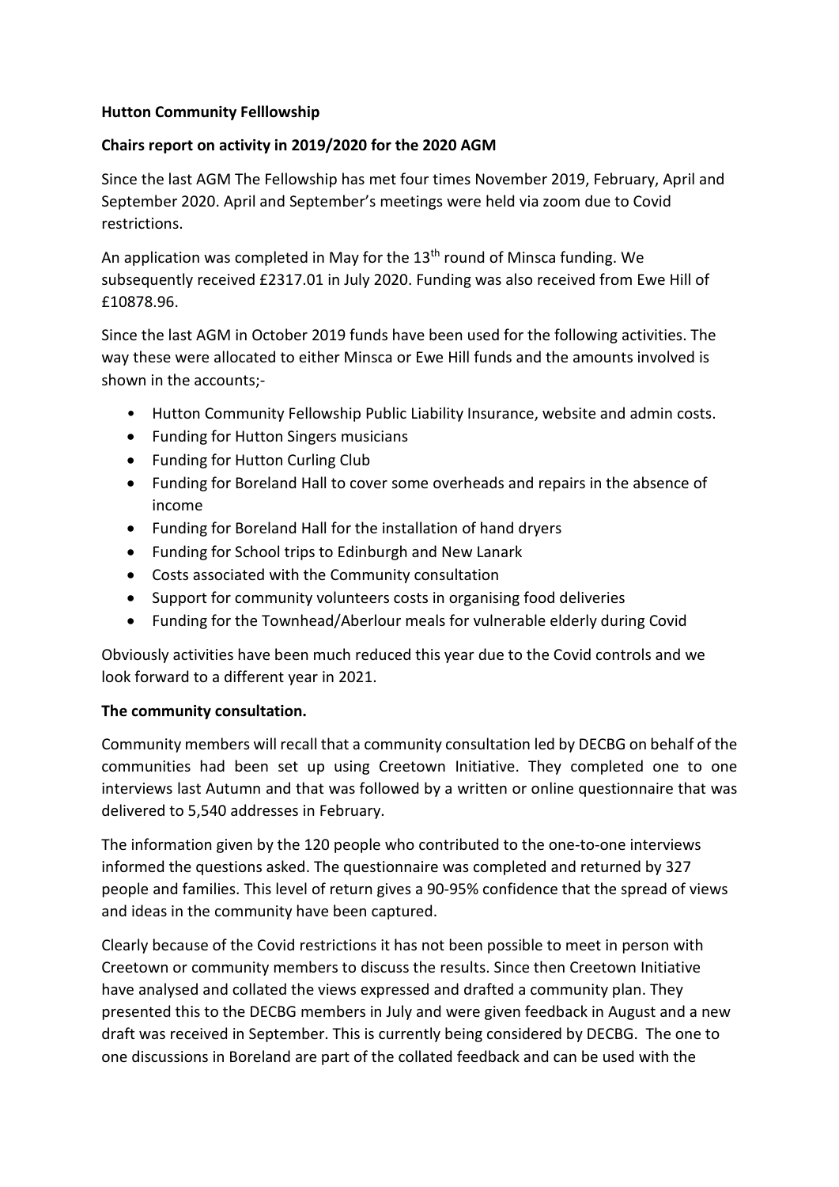**Hutton Community Felllowship**

**Chairs report on activity in 2019/2020 for the 2020 AGM**

Since the last AGM The Fellowship has met four times November 2019, February, April and September 2020. April and September's meetings were held via zoom due to Covid restrictions.

An application was completed in May for the 13th round of Minsca funding. We subsequently received £2317.01 in July 2020. Funding was also received from Ewe Hill of £10878.96.

Since the last AGM in October 2019 funds have been used for the following activities. The way these were allocated to either Minsca or Ewe Hill funds and the amounts involved is shown in the accounts;-

- Hutton Community Fellowship Public Liability Insurance, website and admin costs.
- Funding for Hutton Singers musicians
- Funding for Hutton Curling Club
- Funding for Boreland Hall to cover some overheads and repairs in the absence of income
- Funding for Boreland Hall for the installation of hand dryers
- Funding for School trips to Edinburgh and New Lanark
- Costs associated with the Community consultation
- Support for community volunteers costs in organising food deliveries
- Funding for the Townhead/Aberlour meals for vulnerable elderly during Covid

Obviously activities have been much reduced this year due to the Covid controls and we look forward to a different year in 2021.

**The community consultation.**

Community members will recall that a community consultation led by DECBG on behalf of the communities had been set up using Creetown Initiative. They completed one to one interviews last Autumn and that was followed by a written or online questionnaire that was delivered to 5,540 addresses in February.

The information given by the 120 people who contributed to the one-to-one interviews informed the questions asked. The questionnaire was completed and returned by 327 people and families. This level of return gives a 90-95% confidence that the spread of views and ideas in the community have been captured.

Clearly because of the Covid restrictions it has not been possible to meet in person with Creetown or community members to discuss the results. Since then Creetown Initiative have analysed and collated the views expressed and drafted a community plan. They presented this to the DECBG members in July and were given feedback in August and a new draft was received in September. This is currently being considered by DECBG. The one to one discussions in Boreland are part of the collated feedback and can be used with the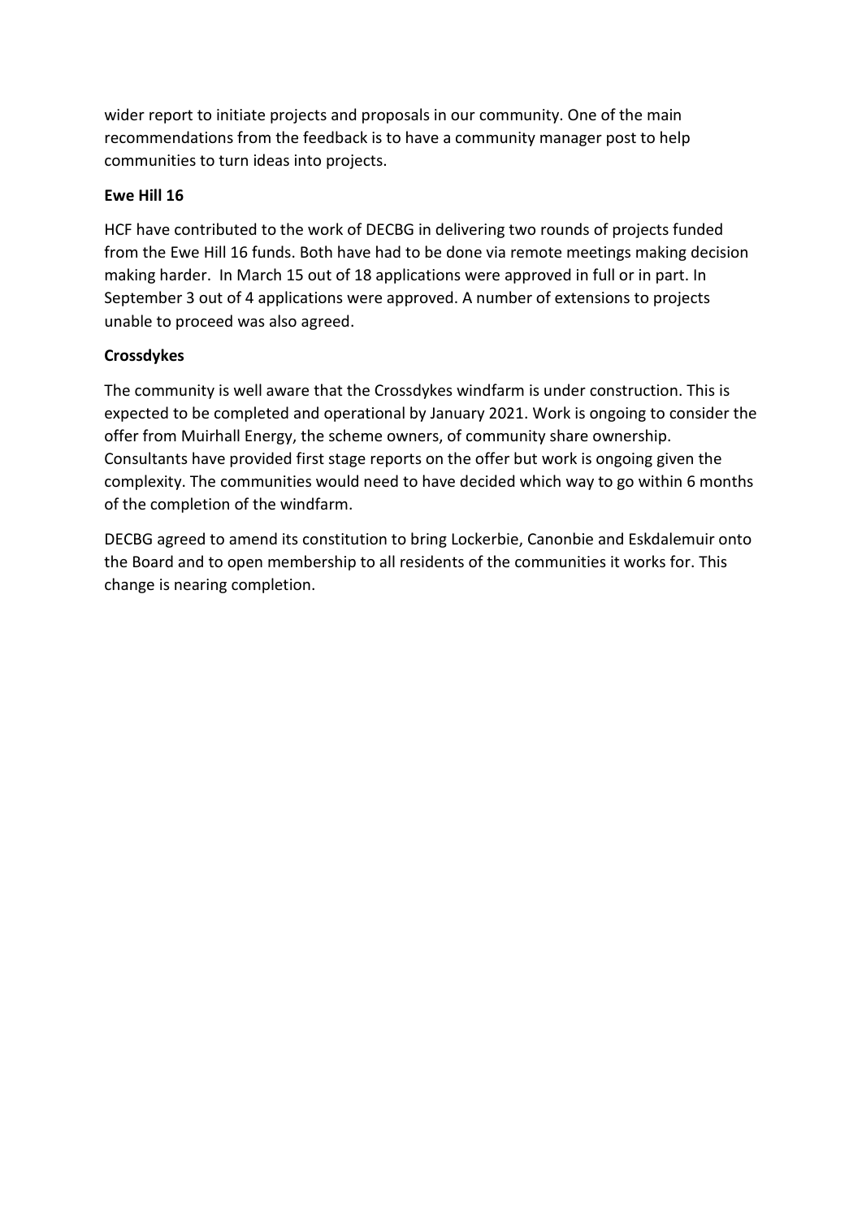wider report to initiate projects and proposals in our community. One of the main recommendations from the feedback is to have a community manager post to help communities to turn ideas into projects.

**Ewe Hill 16**

HCF have contributed to the work of DECBG in delivering two rounds of projects funded from the Ewe Hill 16 funds. Both have had to be done via remote meetings making decision making harder. In March 15 out of 18 applications were approved in full or in part. In September 3 out of 4 applications were approved. A number of extensions to projects unable to proceed was also agreed.

**Crossdykes**

The community is well aware that the Crossdykes windfarm is under construction. This is expected to be completed and operational by January 2021. Work is ongoing to consider the offer from Muirhall Energy, the scheme owners, of community share ownership. Consultants have provided first stage reports on the offer but work is ongoing given the complexity. The communities would need to have decided which way to go within 6 months of the completion of the windfarm.

DECBG agreed to amend its constitution to bring Lockerbie, Canonbie and Eskdalemuir onto the Board and to open membership to all residents of the communities it works for. This change is nearing completion.